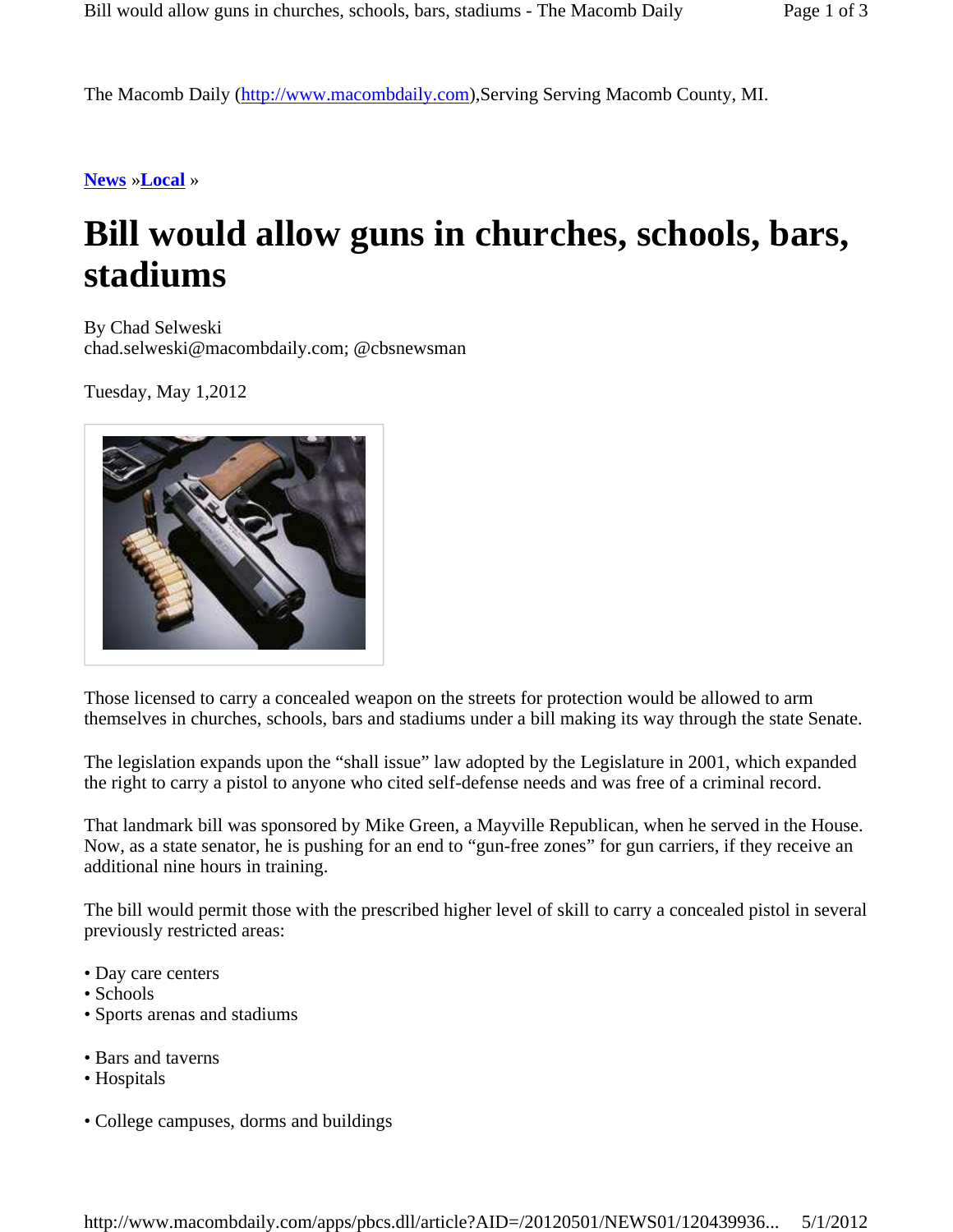The Macomb Daily (http://www.macombdaily.com),Serving Serving Macomb County, MI.

**News** »**Local** »

# Bill would allow guns in churches, schools, bars, stadiums

By Chad Selweski
chad.selweski@macombdaily.com; @cbsnewsman

Tuesday, May 1,2012

Those licensed to carry a concealed weapon on the streets for protection would be allowed to arm themselves in churches, schools, bars and stadiums under a bill making its way through the state Senate.

The legislation expands upon the "shall issue" law adopted by the Legislature in 2001, which expanded the right to carry a pistol to anyone who cited self-defense needs and was free of a criminal record.

That landmark bill was sponsored by Mike Green, a Mayville Republican, when he served in the House. Now, as a state senator, he is pushing for an end to "gun-free zones" for gun carriers, if they receive an additional nine hours in training.

The bill would permit those with the prescribed higher level of skill to carry a concealed pistol in several previously restricted areas:

- Day care centers
- Schools
- Sports arenas and stadiums
- Bars and taverns
- Hospitals
- College campuses, dorms and buildings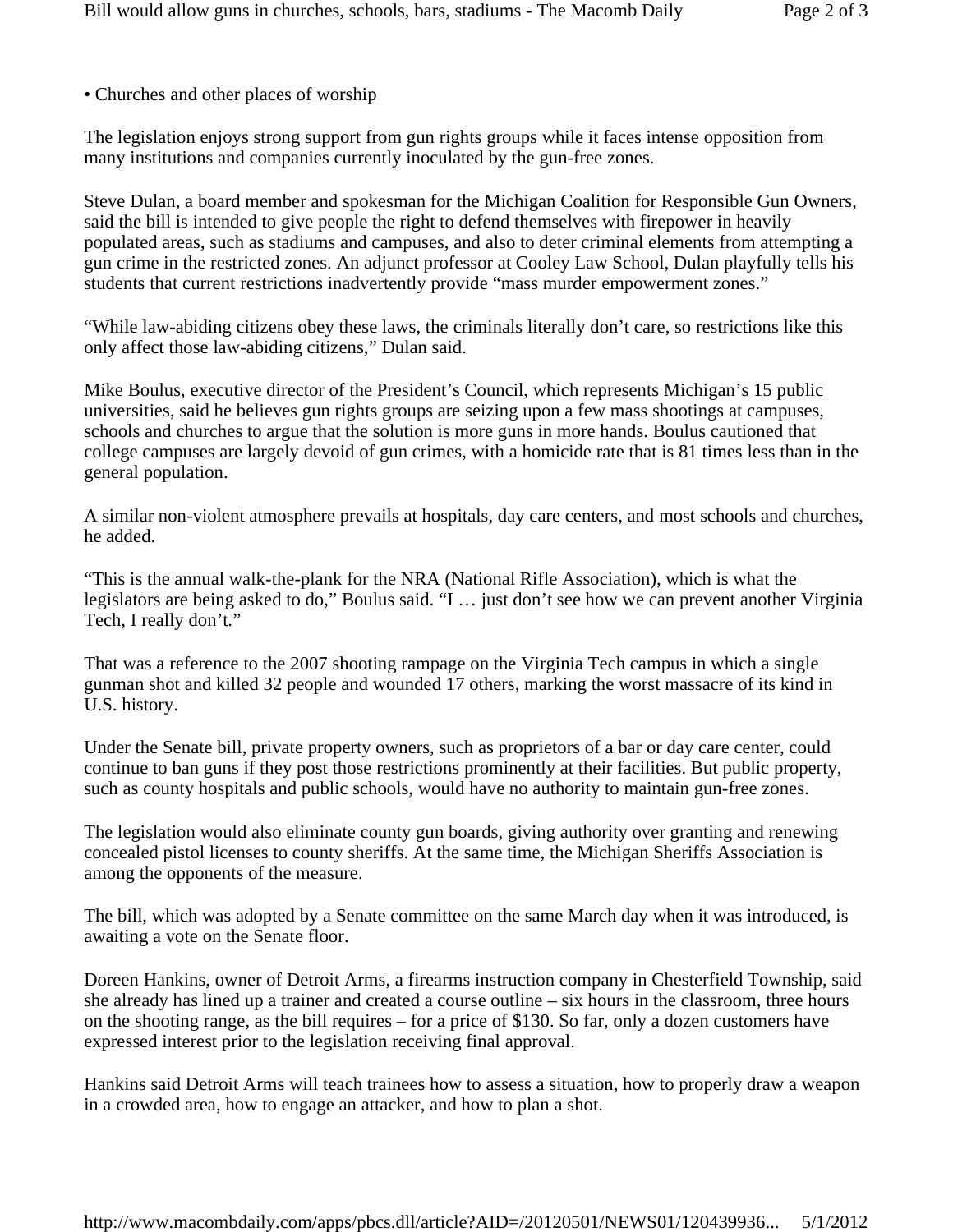- Churches and other places of worship

The legislation enjoys strong support from gun rights groups while it faces intense opposition from many institutions and companies currently inoculated by the gun-free zones.

Steve Dulan, a board member and spokesman for the Michigan Coalition for Responsible Gun Owners, said the bill is intended to give people the right to defend themselves with firepower in heavily populated areas, such as stadiums and campuses, and also to deter criminal elements from attempting a gun crime in the restricted zones. An adjunct professor at Cooley Law School, Dulan playfully tells his students that current restrictions inadvertently provide "mass murder empowerment zones."

"While law-abiding citizens obey these laws, the criminals literally don't care, so restrictions like this only affect those law-abiding citizens," Dulan said.

Mike Boulus, executive director of the President's Council, which represents Michigan's 15 public universities, said he believes gun rights groups are seizing upon a few mass shootings at campuses, schools and churches to argue that the solution is more guns in more hands. Boulus cautioned that college campuses are largely devoid of gun crimes, with a homicide rate that is 81 times less than in the general population.

A similar non-violent atmosphere prevails at hospitals, day care centers, and most schools and churches, he added.

"This is the annual walk-the-plank for the NRA (National Rifle Association), which is what the legislators are being asked to do," Boulus said. "I … just don't see how we can prevent another Virginia Tech, I really don't."

That was a reference to the 2007 shooting rampage on the Virginia Tech campus in which a single gunman shot and killed 32 people and wounded 17 others, marking the worst massacre of its kind in U.S. history.

Under the Senate bill, private property owners, such as proprietors of a bar or day care center, could continue to ban guns if they post those restrictions prominently at their facilities. But public property, such as county hospitals and public schools, would have no authority to maintain gun-free zones.

The legislation would also eliminate county gun boards, giving authority over granting and renewing concealed pistol licenses to county sheriffs. At the same time, the Michigan Sheriffs Association is among the opponents of the measure.

The bill, which was adopted by a Senate committee on the same March day when it was introduced, is awaiting a vote on the Senate floor.

Doreen Hankins, owner of Detroit Arms, a firearms instruction company in Chesterfield Township, said she already has lined up a trainer and created a course outline – six hours in the classroom, three hours on the shooting range, as the bill requires – for a price of $130. So far, only a dozen customers have expressed interest prior to the legislation receiving final approval.

Hankins said Detroit Arms will teach trainees how to assess a situation, how to properly draw a weapon in a crowded area, how to engage an attacker, and how to plan a shot.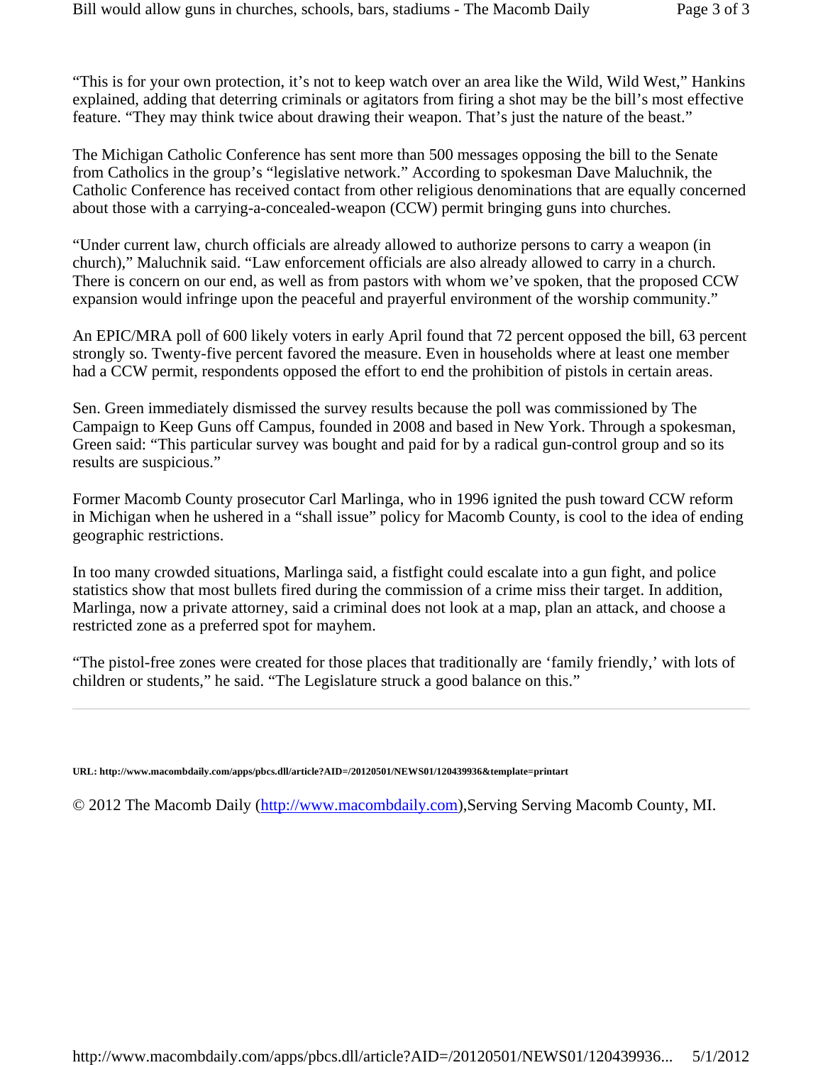"This is for your own protection, it's not to keep watch over an area like the Wild, Wild West," Hankins explained, adding that deterring criminals or agitators from firing a shot may be the bill's most effective feature. "They may think twice about drawing their weapon. That's just the nature of the beast."

The Michigan Catholic Conference has sent more than 500 messages opposing the bill to the Senate from Catholics in the group's "legislative network." According to spokesman Dave Maluchnik, the Catholic Conference has received contact from other religious denominations that are equally concerned about those with a carrying-a-concealed-weapon (CCW) permit bringing guns into churches.

"Under current law, church officials are already allowed to authorize persons to carry a weapon (in church)," Maluchnik said. "Law enforcement officials are also already allowed to carry in a church. There is concern on our end, as well as from pastors with whom we've spoken, that the proposed CCW expansion would infringe upon the peaceful and prayerful environment of the worship community."

An EPIC/MRA poll of 600 likely voters in early April found that 72 percent opposed the bill, 63 percent strongly so. Twenty-five percent favored the measure. Even in households where at least one member had a CCW permit, respondents opposed the effort to end the prohibition of pistols in certain areas.

Sen. Green immediately dismissed the survey results because the poll was commissioned by The Campaign to Keep Guns off Campus, founded in 2008 and based in New York. Through a spokesman, Green said: "This particular survey was bought and paid for by a radical gun-control group and so its results are suspicious."

Former Macomb County prosecutor Carl Marlinga, who in 1996 ignited the push toward CCW reform in Michigan when he ushered in a "shall issue" policy for Macomb County, is cool to the idea of ending geographic restrictions.

In too many crowded situations, Marlinga said, a fistfight could escalate into a gun fight, and police statistics show that most bullets fired during the commission of a crime miss their target. In addition, Marlinga, now a private attorney, said a criminal does not look at a map, plan an attack, and choose a restricted zone as a preferred spot for mayhem.

"The pistol-free zones were created for those places that traditionally are 'family friendly,' with lots of children or students," he said. "The Legislature struck a good balance on this."

---

**URL: http://www.macombdaily.com/apps/pbcs.dll/article?AID=/20120501/NEWS01/120439936&template=printart**

© 2012 The Macomb Daily (http://www.macombdaily.com),Serving Serving Macomb County, MI.